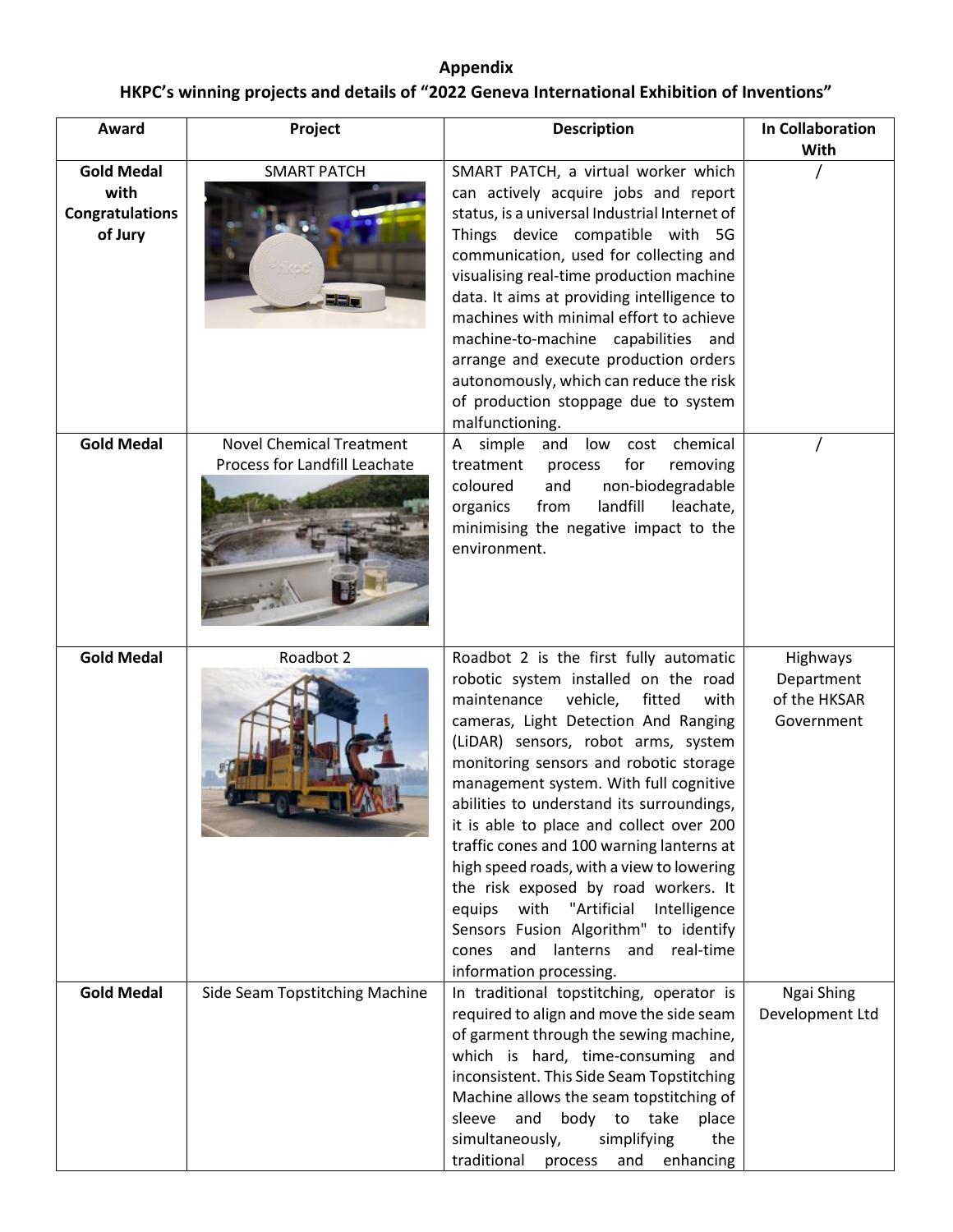**Appendix**

**HKPC's winning projects and details of "2022 Geneva International Exhibition of Inventions"**

| Award | Project | Description | In Collaboration With |
|---|---|---|---|
| **Gold Medal with Congratulations of Jury** | SMART PATCH | SMART PATCH, a virtual worker which can actively acquire jobs and report status, is a universal Industrial Internet of Things device compatible with 5G communication, used for collecting and visualising real-time production machine data. It aims at providing intelligence to machines with minimal effort to achieve machine-to-machine capabilities and arrange and execute production orders autonomously, which can reduce the risk of production stoppage due to system malfunctioning. | / |
| **Gold Medal** | Novel Chemical Treatment Process for Landfill Leachate | A simple and low cost chemical treatment process for removing coloured and non-biodegradable organics from landfill leachate, minimising the negative impact to the environment. | / |
| **Gold Medal** | Roadbot 2 | Roadbot 2 is the first fully automatic robotic system installed on the road maintenance vehicle, fitted with cameras, Light Detection And Ranging (LiDAR) sensors, robot arms, system monitoring sensors and robotic storage management system. With full cognitive abilities to understand its surroundings, it is able to place and collect over 200 traffic cones and 100 warning lanterns at high speed roads, with a view to lowering the risk exposed by road workers. It equips with "Artificial Intelligence Sensors Fusion Algorithm" to identify cones and lanterns and real-time information processing. | Highways Department of the HKSAR Government |
| **Gold Medal** | Side Seam Topstitching Machine | In traditional topstitching, operator is required to align and move the side seam of garment through the sewing machine, which is hard, time-consuming and inconsistent. This Side Seam Topstitching Machine allows the seam topstitching of sleeve and body to take place simultaneously, simplifying the traditional process and enhancing | Ngai Shing Development Ltd |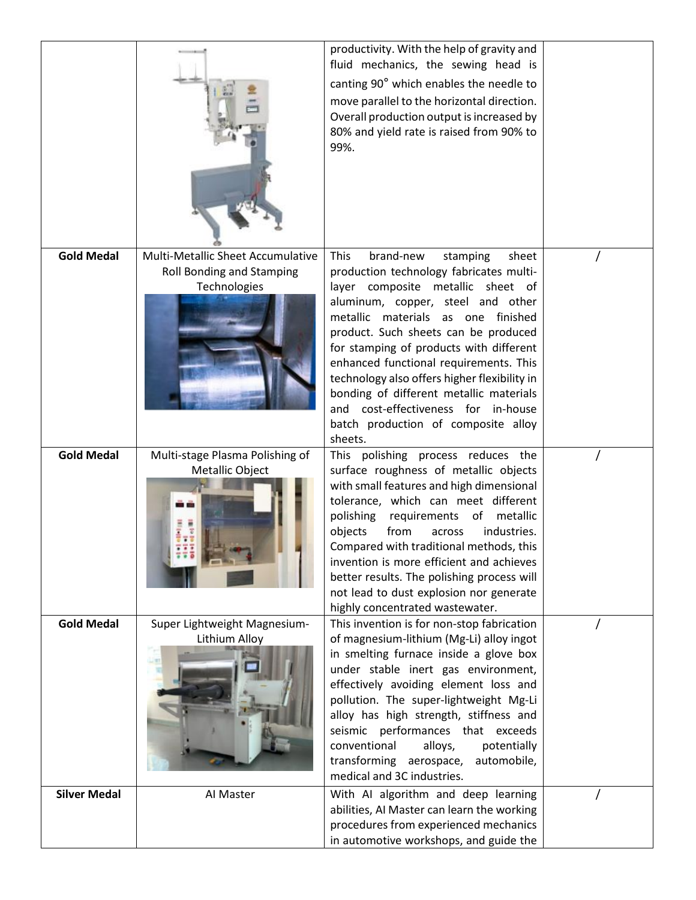| | | | |
|---|---|---|---|
| | | productivity. With the help of gravity and fluid mechanics, the sewing head is canting 90° which enables the needle to move parallel to the horizontal direction. Overall production output is increased by 80% and yield rate is raised from 90% to 99%. | |
| **Gold Medal** | Multi-Metallic Sheet Accumulative Roll Bonding and Stamping Technologies | This brand-new stamping sheet production technology fabricates multi-layer composite metallic sheet of aluminum, copper, steel and other metallic materials as one finished product. Such sheets can be produced for stamping of products with different enhanced functional requirements. This technology also offers higher flexibility in bonding of different metallic materials and cost-effectiveness for in-house batch production of composite alloy sheets. | / |
| **Gold Medal** | Multi-stage Plasma Polishing of Metallic Object | This polishing process reduces the surface roughness of metallic objects with small features and high dimensional tolerance, which can meet different polishing requirements of metallic objects from across industries. Compared with traditional methods, this invention is more efficient and achieves better results. The polishing process will not lead to dust explosion nor generate highly concentrated wastewater. | / |
| **Gold Medal** | Super Lightweight Magnesium-Lithium Alloy | This invention is for non-stop fabrication of magnesium-lithium (Mg-Li) alloy ingot in smelting furnace inside a glove box under stable inert gas environment, effectively avoiding element loss and pollution. The super-lightweight Mg-Li alloy has high strength, stiffness and seismic performances that exceeds conventional alloys, potentially transforming aerospace, automobile, medical and 3C industries. | / |
| **Silver Medal** | AI Master | With AI algorithm and deep learning abilities, AI Master can learn the working procedures from experienced mechanics in automotive workshops, and guide the | / |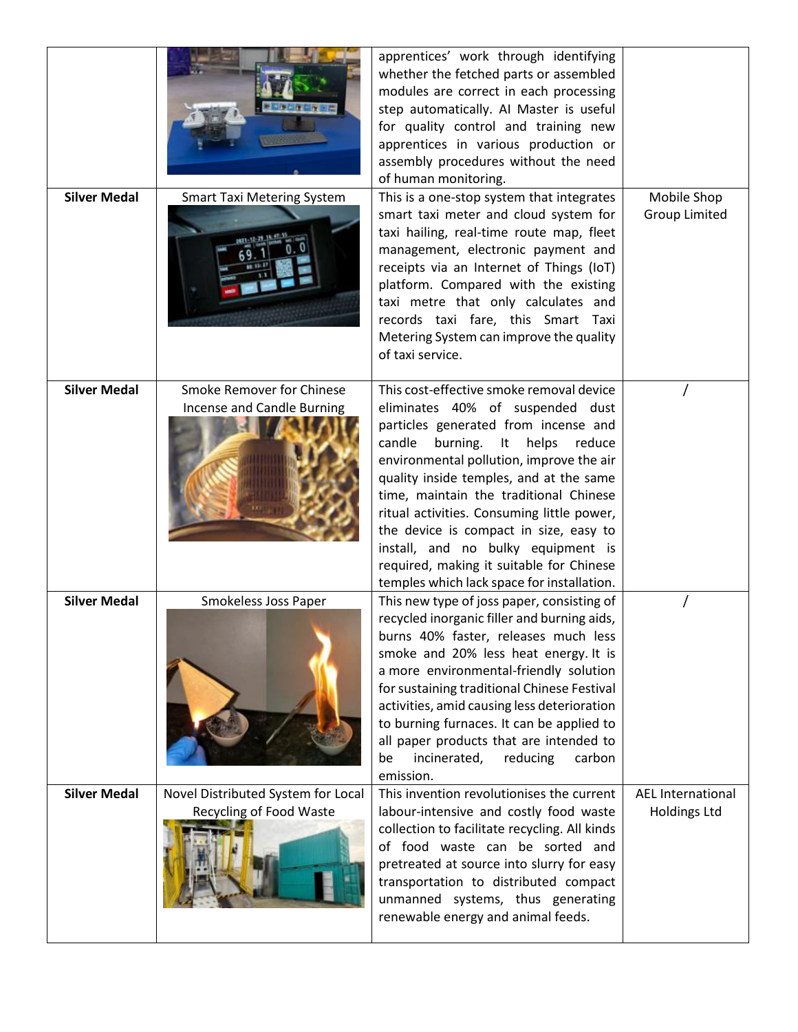| | | | |
|---|---|---|---|
| | | apprentices' work through identifying whether the fetched parts or assembled modules are correct in each processing step automatically. AI Master is useful for quality control and training new apprentices in various production or assembly procedures without the need of human monitoring. | |
| **Silver Medal** | Smart Taxi Metering System | This is a one-stop system that integrates smart taxi meter and cloud system for taxi hailing, real-time route map, fleet management, electronic payment and receipts via an Internet of Things (IoT) platform. Compared with the existing taxi metre that only calculates and records taxi fare, this Smart Taxi Metering System can improve the quality of taxi service. | Mobile Shop Group Limited |
| **Silver Medal** | Smoke Remover for Chinese Incense and Candle Burning | This cost-effective smoke removal device eliminates 40% of suspended dust particles generated from incense and candle burning. It helps reduce environmental pollution, improve the air quality inside temples, and at the same time, maintain the traditional Chinese ritual activities. Consuming little power, the device is compact in size, easy to install, and no bulky equipment is required, making it suitable for Chinese temples which lack space for installation. | / |
| **Silver Medal** | Smokeless Joss Paper | This new type of joss paper, consisting of recycled inorganic filler and burning aids, burns 40% faster, releases much less smoke and 20% less heat energy. It is a more environmental-friendly solution for sustaining traditional Chinese Festival activities, amid causing less deterioration to burning furnaces. It can be applied to all paper products that are intended to be incinerated, reducing carbon emission. | / |
| **Silver Medal** | Novel Distributed System for Local Recycling of Food Waste | This invention revolutionises the current labour-intensive and costly food waste collection to facilitate recycling. All kinds of food waste can be sorted and pretreated at source into slurry for easy transportation to distributed compact unmanned systems, thus generating renewable energy and animal feeds. | AEL International Holdings Ltd |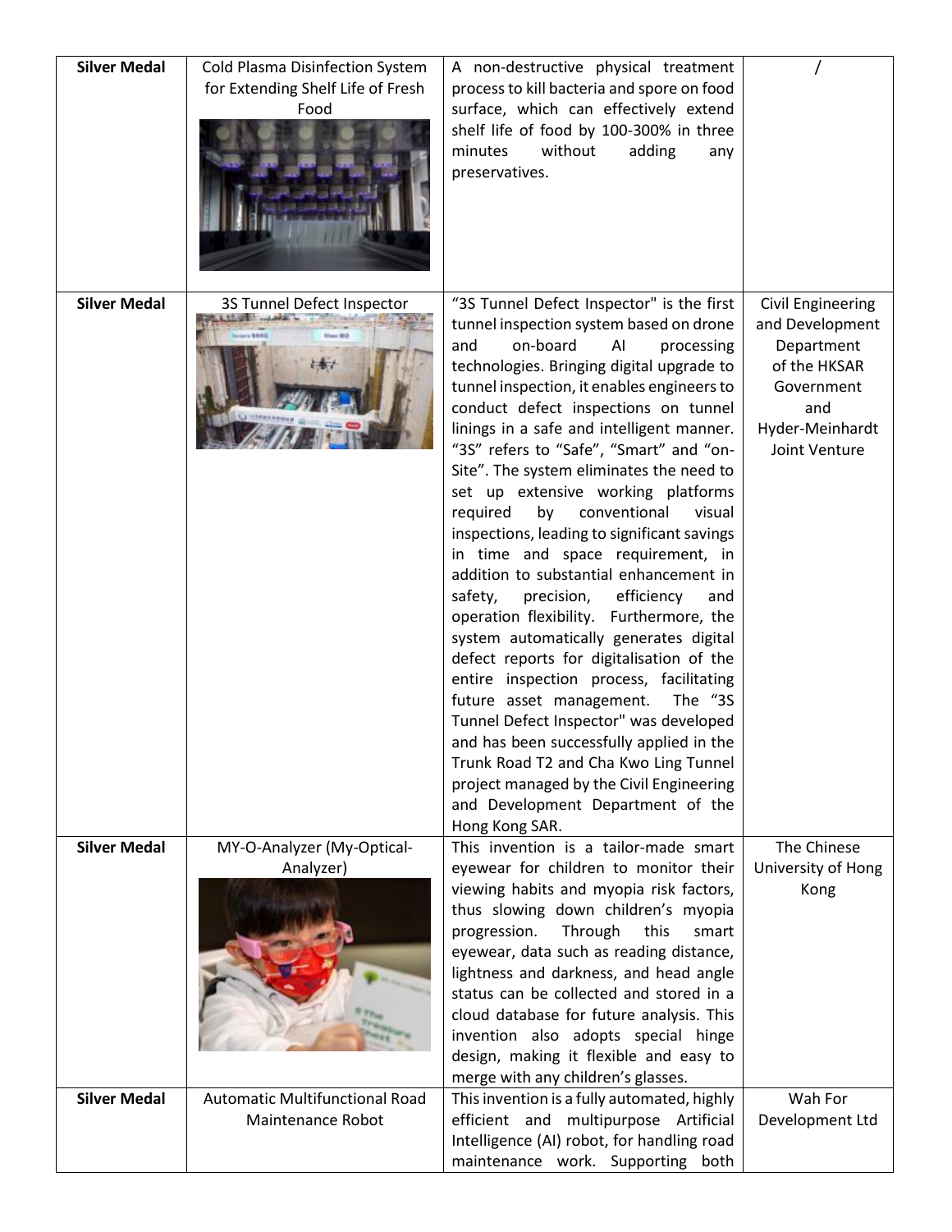| **Silver Medal** | Cold Plasma Disinfection System for Extending Shelf Life of Fresh Food | A non-destructive physical treatment process to kill bacteria and spore on food surface, which can effectively extend shelf life of food by 100-300% in three minutes without adding any preservatives. | / |
|---|---|---|---|
| **Silver Medal** | 3S Tunnel Defect Inspector | "3S Tunnel Defect Inspector" is the first tunnel inspection system based on drone and on-board AI processing technologies. Bringing digital upgrade to tunnel inspection, it enables engineers to conduct defect inspections on tunnel linings in a safe and intelligent manner. "3S" refers to "Safe", "Smart" and "on-Site". The system eliminates the need to set up extensive working platforms required by conventional visual inspections, leading to significant savings in time and space requirement, in addition to substantial enhancement in safety, precision, efficiency and operation flexibility. Furthermore, the system automatically generates digital defect reports for digitalisation of the entire inspection process, facilitating future asset management. The "3S Tunnel Defect Inspector" was developed and has been successfully applied in the Trunk Road T2 and Cha Kwo Ling Tunnel project managed by the Civil Engineering and Development Department of the Hong Kong SAR. | Civil Engineering and Development Department of the HKSAR Government and Hyder-Meinhardt Joint Venture |
| **Silver Medal** | MY-O-Analyzer (My-Optical-Analyzer) | This invention is a tailor-made smart eyewear for children to monitor their viewing habits and myopia risk factors, thus slowing down children's myopia progression. Through this smart eyewear, data such as reading distance, lightness and darkness, and head angle status can be collected and stored in a cloud database for future analysis. This invention also adopts special hinge design, making it flexible and easy to merge with any children's glasses. | The Chinese University of Hong Kong |
| **Silver Medal** | Automatic Multifunctional Road Maintenance Robot | This invention is a fully automated, highly efficient and multipurpose Artificial Intelligence (AI) robot, for handling road maintenance work. Supporting both | Wah For Development Ltd |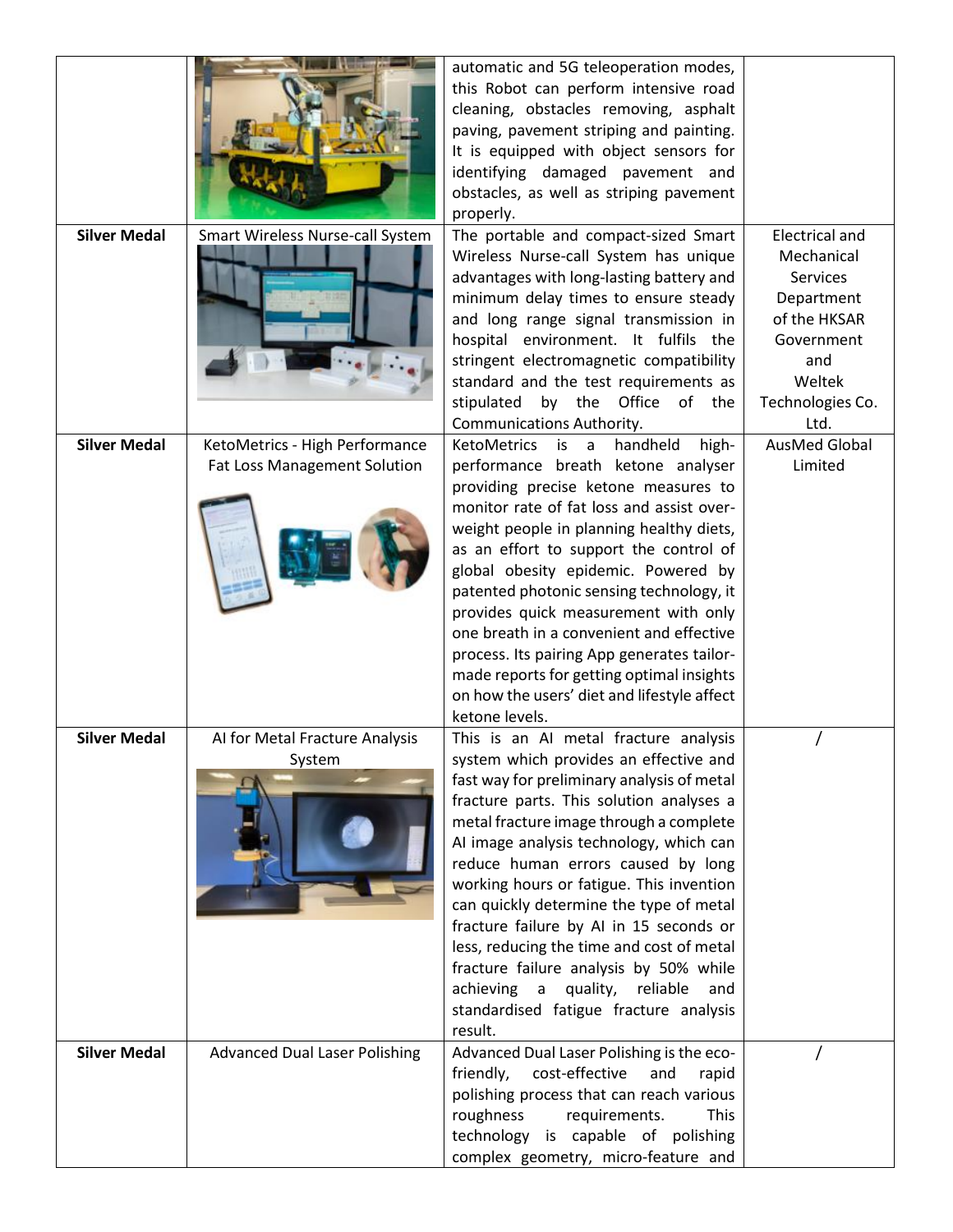| | | | |
|---|---|---|---|
| | | automatic and 5G teleoperation modes, this Robot can perform intensive road cleaning, obstacles removing, asphalt paving, pavement striping and painting. It is equipped with object sensors for identifying damaged pavement and obstacles, as well as striping pavement properly. | |
| **Silver Medal** | Smart Wireless Nurse-call System | The portable and compact-sized Smart Wireless Nurse-call System has unique advantages with long-lasting battery and minimum delay times to ensure steady and long range signal transmission in hospital environment. It fulfils the stringent electromagnetic compatibility standard and the test requirements as stipulated by the Office of the Communications Authority. | Electrical and Mechanical Services Department of the HKSAR Government and Weltek Technologies Co. Ltd. |
| **Silver Medal** | KetoMetrics - High Performance Fat Loss Management Solution | KetoMetrics is a handheld high-performance breath ketone analyser providing precise ketone measures to monitor rate of fat loss and assist over-weight people in planning healthy diets, as an effort to support the control of global obesity epidemic. Powered by patented photonic sensing technology, it provides quick measurement with only one breath in a convenient and effective process. Its pairing App generates tailor-made reports for getting optimal insights on how the users' diet and lifestyle affect ketone levels. | AusMed Global Limited |
| **Silver Medal** | AI for Metal Fracture Analysis System | This is an AI metal fracture analysis system which provides an effective and fast way for preliminary analysis of metal fracture parts. This solution analyses a metal fracture image through a complete AI image analysis technology, which can reduce human errors caused by long working hours or fatigue. This invention can quickly determine the type of metal fracture failure by AI in 15 seconds or less, reducing the time and cost of metal fracture failure analysis by 50% while achieving a quality, reliable and standardised fatigue fracture analysis result. | / |
| **Silver Medal** | Advanced Dual Laser Polishing | Advanced Dual Laser Polishing is the eco-friendly, cost-effective and rapid polishing process that can reach various roughness requirements. This technology is capable of polishing complex geometry, micro-feature and | / |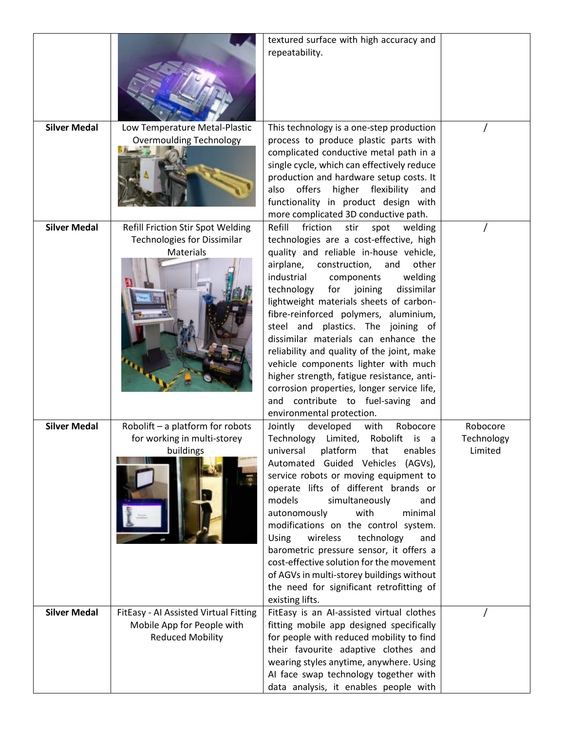| | | | |
|---|---|---|---|
| | | textured surface with high accuracy and repeatability. | |
| **Silver Medal** | Low Temperature Metal-Plastic Overmoulding Technology | This technology is a one-step production process to produce plastic parts with complicated conductive metal path in a single cycle, which can effectively reduce production and hardware setup costs. It also offers higher flexibility and functionality in product design with more complicated 3D conductive path. | / |
| **Silver Medal** | Refill Friction Stir Spot Welding Technologies for Dissimilar Materials | Refill friction stir spot welding technologies are a cost-effective, high quality and reliable in-house vehicle, airplane, construction, and other industrial components welding technology for joining dissimilar lightweight materials sheets of carbon-fibre-reinforced polymers, aluminium, steel and plastics. The joining of dissimilar materials can enhance the reliability and quality of the joint, make vehicle components lighter with much higher strength, fatigue resistance, anti-corrosion properties, longer service life, and contribute to fuel-saving and environmental protection. | / |
| **Silver Medal** | Robolift – a platform for robots for working in multi-storey buildings | Jointly developed with Robocore Technology Limited, Robolift is a universal platform that enables Automated Guided Vehicles (AGVs), service robots or moving equipment to operate lifts of different brands or models simultaneously and autonomously with minimal modifications on the control system. Using wireless technology and barometric pressure sensor, it offers a cost-effective solution for the movement of AGVs in multi-storey buildings without the need for significant retrofitting of existing lifts. | Robocore Technology Limited |
| **Silver Medal** | FitEasy - AI Assisted Virtual Fitting Mobile App for People with Reduced Mobility | FitEasy is an AI-assisted virtual clothes fitting mobile app designed specifically for people with reduced mobility to find their favourite adaptive clothes and wearing styles anytime, anywhere. Using AI face swap technology together with data analysis, it enables people with | / |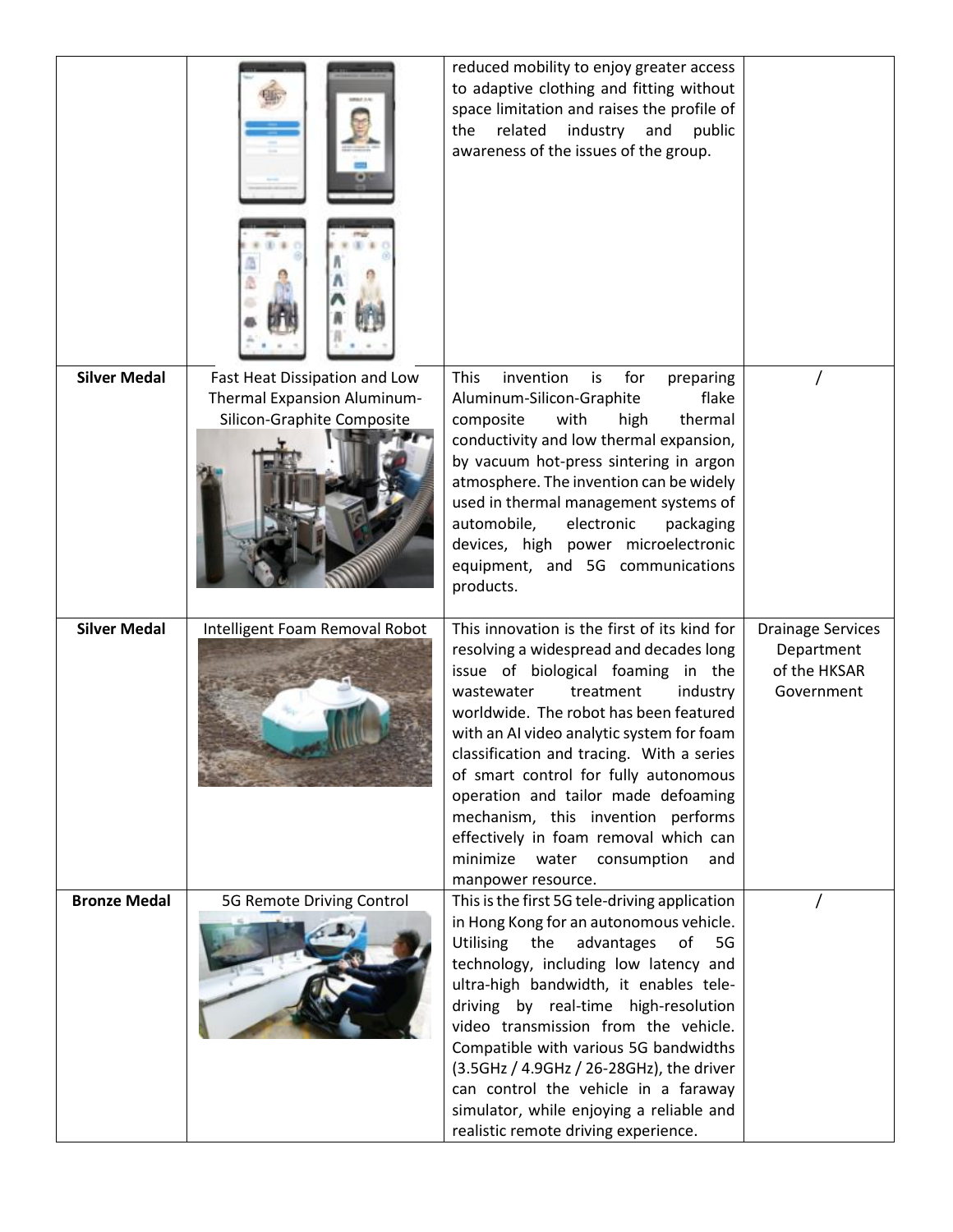| | | | |
|---|---|---|---|
| | | reduced mobility to enjoy greater access to adaptive clothing and fitting without space limitation and raises the profile of the related industry and public awareness of the issues of the group. | |
| **Silver Medal** | Fast Heat Dissipation and Low Thermal Expansion Aluminum-Silicon-Graphite Composite | This invention is for preparing Aluminum-Silicon-Graphite flake composite with high thermal conductivity and low thermal expansion, by vacuum hot-press sintering in argon atmosphere. The invention can be widely used in thermal management systems of automobile, electronic packaging devices, high power microelectronic equipment, and 5G communications products. | / |
| **Silver Medal** | Intelligent Foam Removal Robot | This innovation is the first of its kind for resolving a widespread and decades long issue of biological foaming in the wastewater treatment industry worldwide. The robot has been featured with an AI video analytic system for foam classification and tracing. With a series of smart control for fully autonomous operation and tailor made defoaming mechanism, this invention performs effectively in foam removal which can minimize water consumption and manpower resource. | Drainage Services Department of the HKSAR Government |
| **Bronze Medal** | 5G Remote Driving Control | This is the first 5G tele-driving application in Hong Kong for an autonomous vehicle. Utilising the advantages of 5G technology, including low latency and ultra-high bandwidth, it enables tele-driving by real-time high-resolution video transmission from the vehicle. Compatible with various 5G bandwidths (3.5GHz / 4.9GHz / 26-28GHz), the driver can control the vehicle in a faraway simulator, while enjoying a reliable and realistic remote driving experience. | / |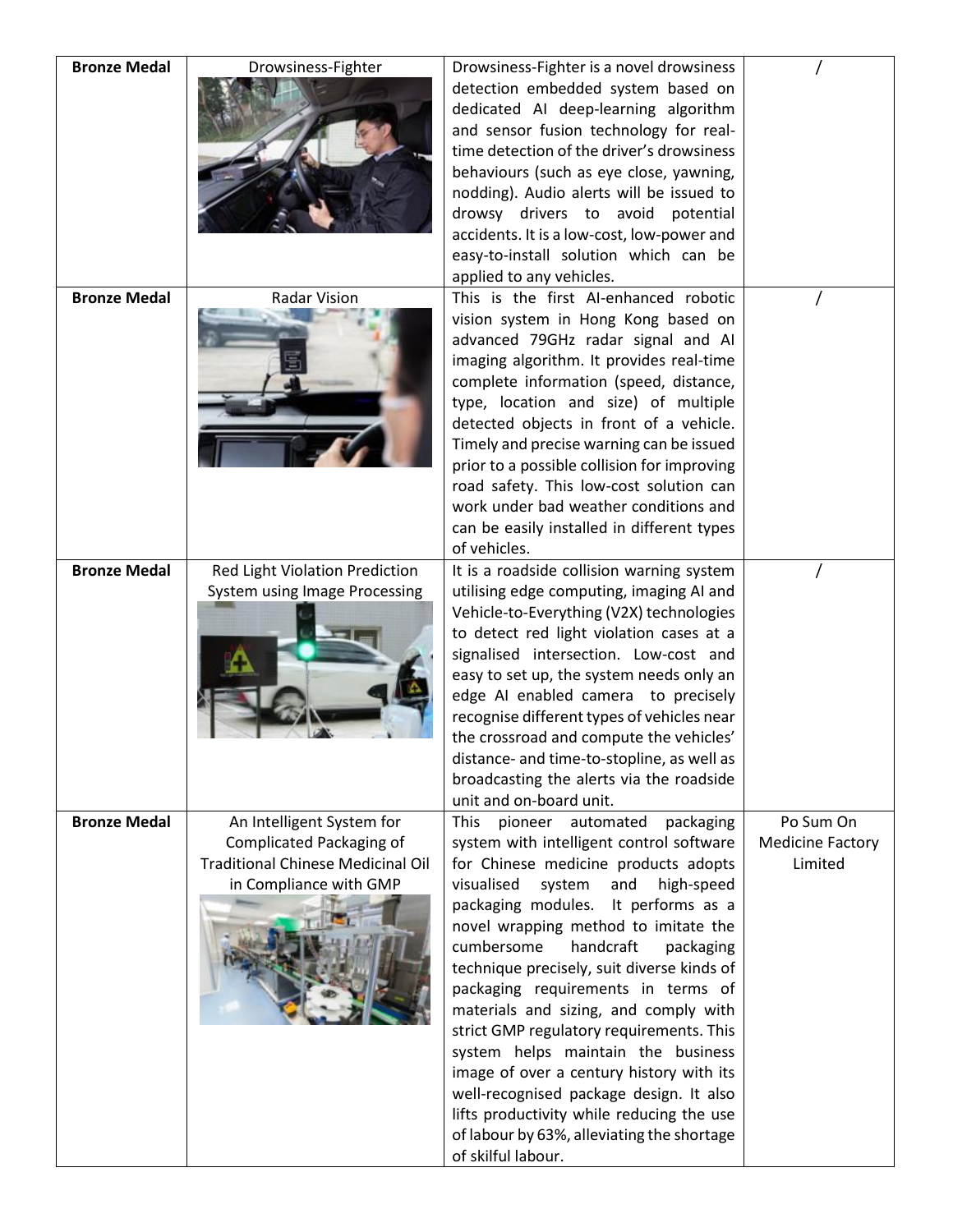| Bronze Medal | Drowsiness-Fighter | Drowsiness-Fighter is a novel drowsiness detection embedded system based on dedicated AI deep-learning algorithm and sensor fusion technology for real-time detection of the driver's drowsiness behaviours (such as eye close, yawning, nodding). Audio alerts will be issued to drowsy drivers to avoid potential accidents. It is a low-cost, low-power and easy-to-install solution which can be applied to any vehicles. | / |
|---|---|---|---|
| **Bronze Medal** | Radar Vision | This is the first AI-enhanced robotic vision system in Hong Kong based on advanced 79GHz radar signal and AI imaging algorithm. It provides real-time complete information (speed, distance, type, location and size) of multiple detected objects in front of a vehicle. Timely and precise warning can be issued prior to a possible collision for improving road safety. This low-cost solution can work under bad weather conditions and can be easily installed in different types of vehicles. | / |
| **Bronze Medal** | Red Light Violation Prediction System using Image Processing | It is a roadside collision warning system utilising edge computing, imaging AI and Vehicle-to-Everything (V2X) technologies to detect red light violation cases at a signalised intersection. Low-cost and easy to set up, the system needs only an edge AI enabled camera to precisely recognise different types of vehicles near the crossroad and compute the vehicles' distance- and time-to-stopline, as well as broadcasting the alerts via the roadside unit and on-board unit. | / |
| **Bronze Medal** | An Intelligent System for Complicated Packaging of Traditional Chinese Medicinal Oil in Compliance with GMP | This pioneer automated packaging system with intelligent control software for Chinese medicine products adopts visualised system and high-speed packaging modules. It performs as a novel wrapping method to imitate the cumbersome handcraft packaging technique precisely, suit diverse kinds of packaging requirements in terms of materials and sizing, and comply with strict GMP regulatory requirements. This system helps maintain the business image of over a century history with its well-recognised package design. It also lifts productivity while reducing the use of labour by 63%, alleviating the shortage of skilful labour. | Po Sum On Medicine Factory Limited |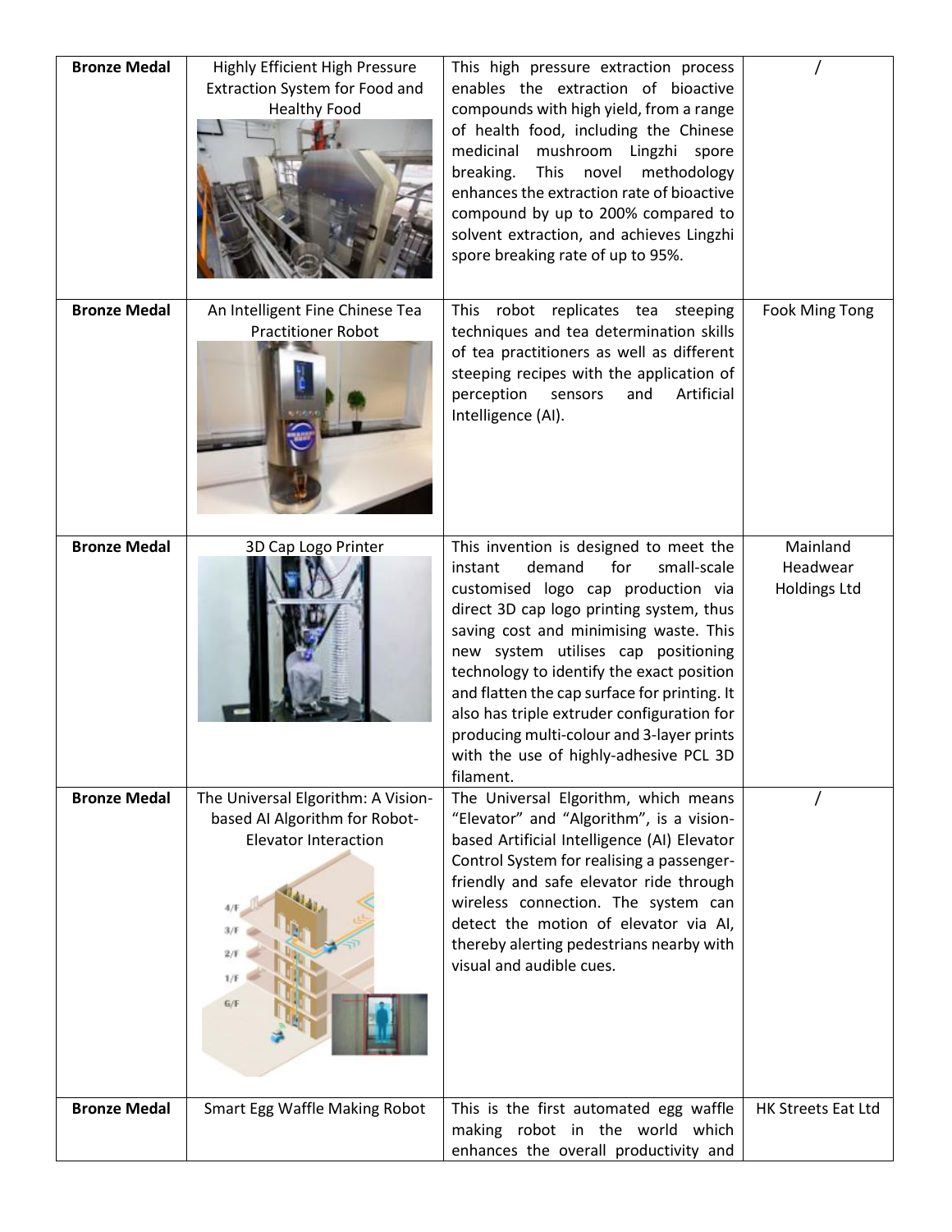| **Bronze Medal** | Highly Efficient High Pressure Extraction System for Food and Healthy Food | This high pressure extraction process enables the extraction of bioactive compounds with high yield, from a range of health food, including the Chinese medicinal mushroom Lingzhi spore breaking. This novel methodology enhances the extraction rate of bioactive compound by up to 200% compared to solvent extraction, and achieves Lingzhi spore breaking rate of up to 95%. | / |
|---|---|---|---|
| **Bronze Medal** | An Intelligent Fine Chinese Tea Practitioner Robot | This robot replicates tea steeping techniques and tea determination skills of tea practitioners as well as different steeping recipes with the application of perception sensors and Artificial Intelligence (AI). | Fook Ming Tong |
| **Bronze Medal** | 3D Cap Logo Printer | This invention is designed to meet the instant demand for small-scale customised logo cap production via direct 3D cap logo printing system, thus saving cost and minimising waste. This new system utilises cap positioning technology to identify the exact position and flatten the cap surface for printing. It also has triple extruder configuration for producing multi-colour and 3-layer prints with the use of highly-adhesive PCL 3D filament. | Mainland Headwear Holdings Ltd |
| **Bronze Medal** | The Universal Elgorithm: A Vision-based AI Algorithm for Robot-Elevator Interaction | The Universal Elgorithm, which means "Elevator" and "Algorithm", is a vision-based Artificial Intelligence (AI) Elevator Control System for realising a passenger-friendly and safe elevator ride through wireless connection. The system can detect the motion of elevator via AI, thereby alerting pedestrians nearby with visual and audible cues. | / |
| **Bronze Medal** | Smart Egg Waffle Making Robot | This is the first automated egg waffle making robot in the world which enhances the overall productivity and | HK Streets Eat Ltd |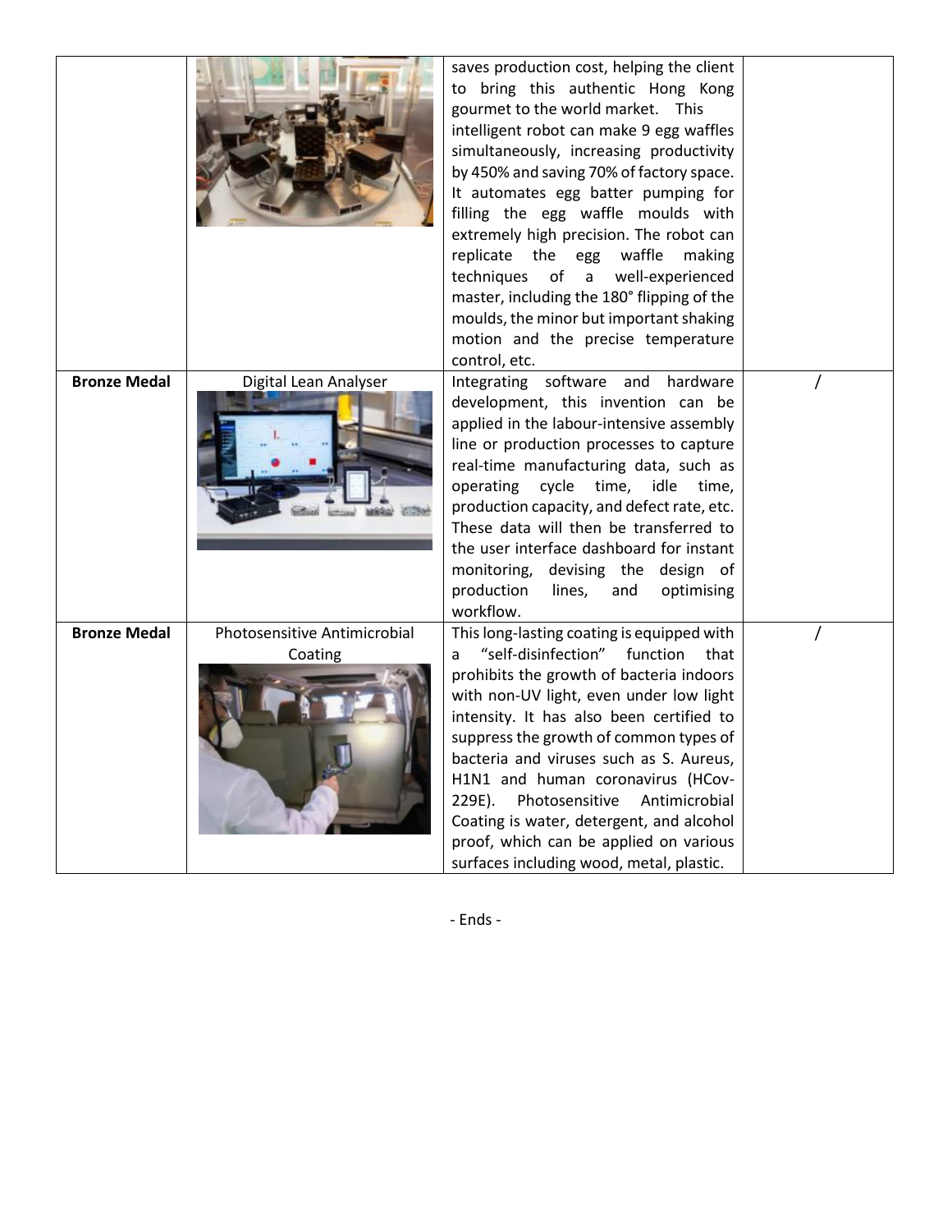| | | | |
|---|---|---|---|
| | | saves production cost, helping the client to bring this authentic Hong Kong gourmet to the world market. This intelligent robot can make 9 egg waffles simultaneously, increasing productivity by 450% and saving 70% of factory space. It automates egg batter pumping for filling the egg waffle moulds with extremely high precision. The robot can replicate the egg waffle making techniques of a well-experienced master, including the 180° flipping of the moulds, the minor but important shaking motion and the precise temperature control, etc. | |
| **Bronze Medal** | Digital Lean Analyser | Integrating software and hardware development, this invention can be applied in the labour-intensive assembly line or production processes to capture real-time manufacturing data, such as operating cycle time, idle time, production capacity, and defect rate, etc. These data will then be transferred to the user interface dashboard for instant monitoring, devising the design of production lines, and optimising workflow. | / |
| **Bronze Medal** | Photosensitive Antimicrobial Coating | This long-lasting coating is equipped with a "self-disinfection" function that prohibits the growth of bacteria indoors with non-UV light, even under low light intensity. It has also been certified to suppress the growth of common types of bacteria and viruses such as S. Aureus, H1N1 and human coronavirus (HCov-229E). Photosensitive Antimicrobial Coating is water, detergent, and alcohol proof, which can be applied on various surfaces including wood, metal, plastic. | / |

- Ends -